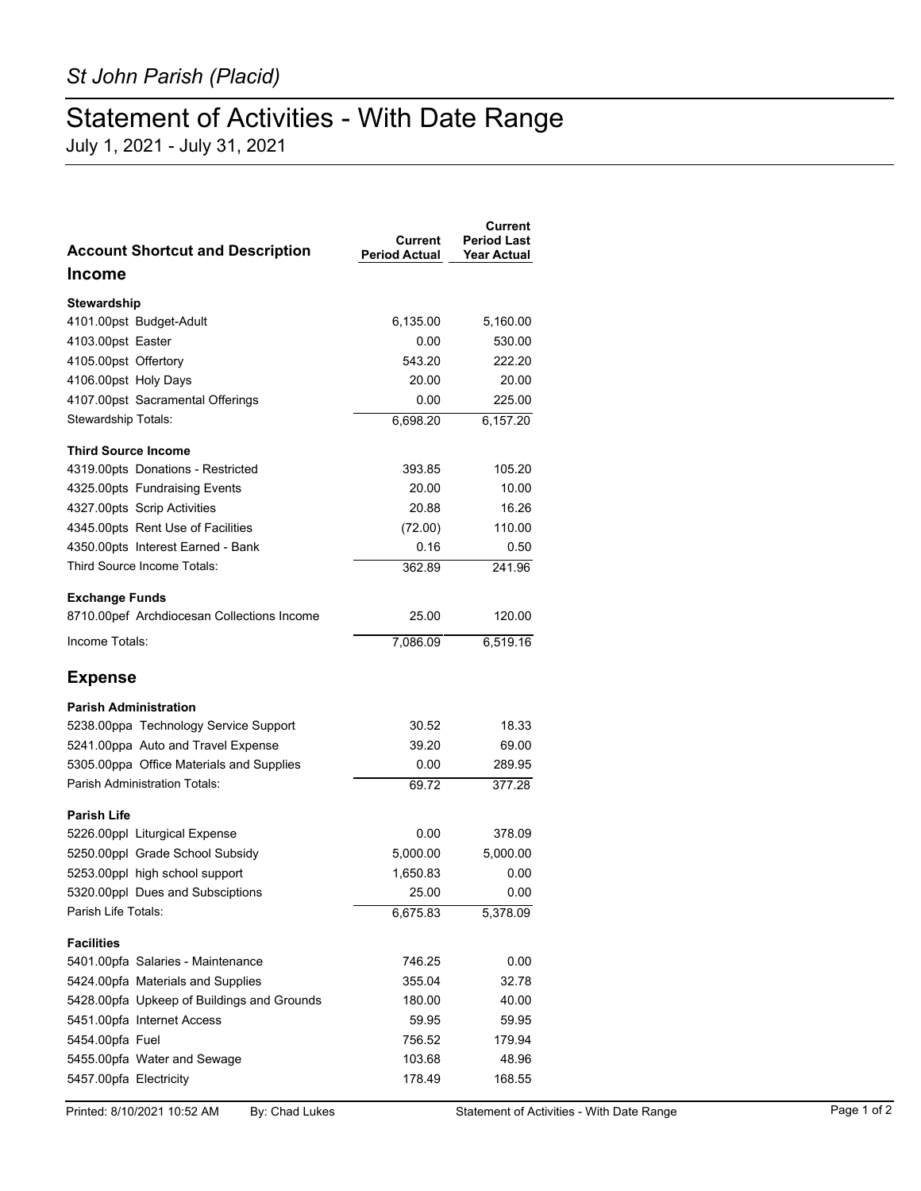*St John Parish (Placid)*

# Statement of Activities - With Date Range

July 1, 2021 - July 31, 2021

| Account Shortcut and Description | Current Period Actual | Current Period Last Year Actual |
|---|---|---|
| **Income** | | |
| **Stewardship** | | |
| 4101.00pst Budget-Adult | 6,135.00 | 5,160.00 |
| 4103.00pst Easter | 0.00 | 530.00 |
| 4105.00pst Offertory | 543.20 | 222.20 |
| 4106.00pst Holy Days | 20.00 | 20.00 |
| 4107.00pst Sacramental Offerings | 0.00 | 225.00 |
| Stewardship Totals: | 6,698.20 | 6,157.20 |
| **Third Source Income** | | |
| 4319.00pts Donations - Restricted | 393.85 | 105.20 |
| 4325.00pts Fundraising Events | 20.00 | 10.00 |
| 4327.00pts Scrip Activities | 20.88 | 16.26 |
| 4345.00pts Rent Use of Facilities | (72.00) | 110.00 |
| 4350.00pts Interest Earned - Bank | 0.16 | 0.50 |
| Third Source Income Totals: | 362.89 | 241.96 |
| **Exchange Funds** | | |
| 8710.00pef Archdiocesan Collections Income | 25.00 | 120.00 |
| Income Totals: | 7,086.09 | 6,519.16 |
| **Expense** | | |
| **Parish Administration** | | |
| 5238.00ppa Technology Service Support | 30.52 | 18.33 |
| 5241.00ppa Auto and Travel Expense | 39.20 | 69.00 |
| 5305.00ppa Office Materials and Supplies | 0.00 | 289.95 |
| Parish Administration Totals: | 69.72 | 377.28 |
| **Parish Life** | | |
| 5226.00ppl Liturgical Expense | 0.00 | 378.09 |
| 5250.00ppl Grade School Subsidy | 5,000.00 | 5,000.00 |
| 5253.00ppl high school support | 1,650.83 | 0.00 |
| 5320.00ppl Dues and Subsciptions | 25.00 | 0.00 |
| Parish Life Totals: | 6,675.83 | 5,378.09 |
| **Facilities** | | |
| 5401.00pfa Salaries - Maintenance | 746.25 | 0.00 |
| 5424.00pfa Materials and Supplies | 355.04 | 32.78 |
| 5428.00pfa Upkeep of Buildings and Grounds | 180.00 | 40.00 |
| 5451.00pfa Internet Access | 59.95 | 59.95 |
| 5454.00pfa Fuel | 756.52 | 179.94 |
| 5455.00pfa Water and Sewage | 103.68 | 48.96 |
| 5457.00pfa Electricity | 178.49 | 168.55 |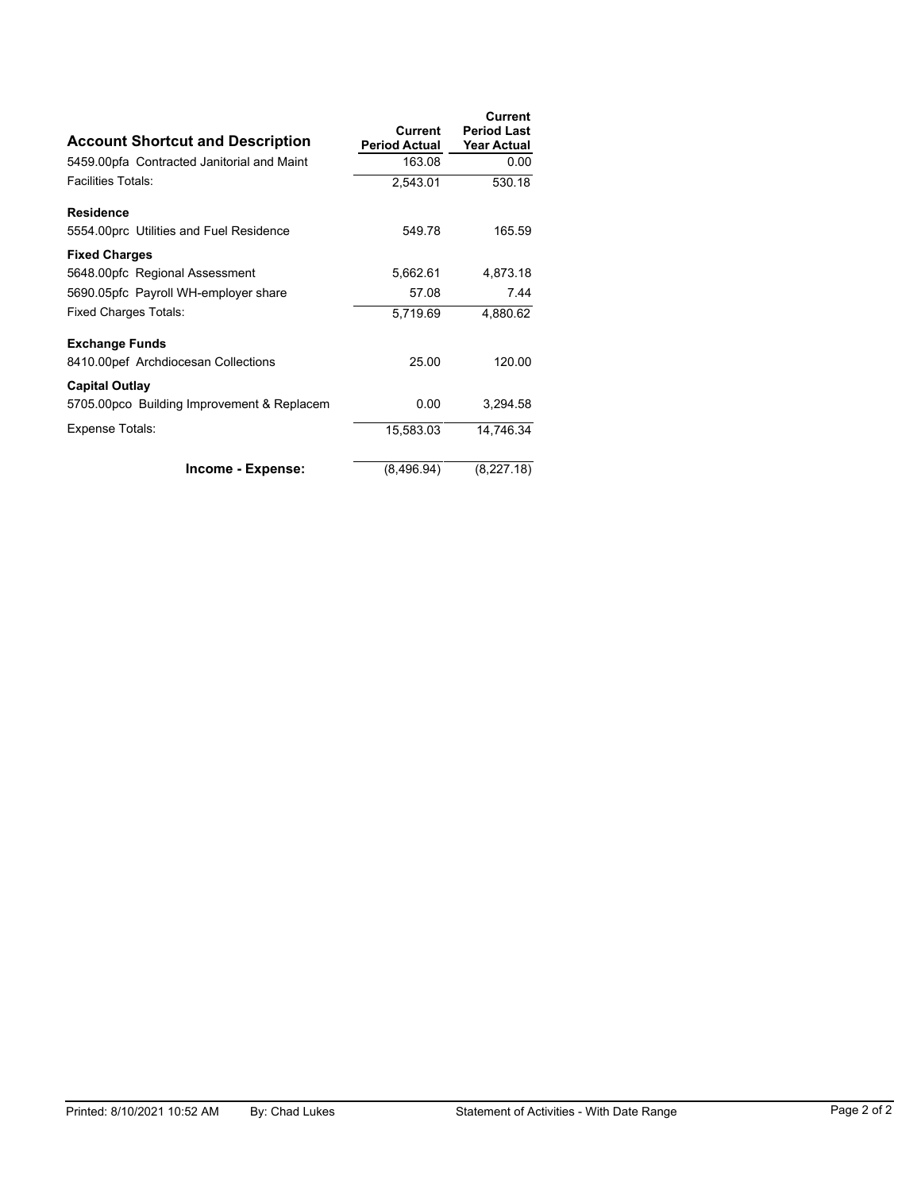| Account Shortcut and Description | Current Period Actual | Current Period Last Year Actual |
| --- | --- | --- |
| 5459.00pfa Contracted Janitorial and Maint | 163.08 | 0.00 |
| Facilities Totals: | 2,543.01 | 530.18 |
| **Residence** | | |
| 5554.00prc Utilities and Fuel Residence | 549.78 | 165.59 |
| **Fixed Charges** | | |
| 5648.00pfc Regional Assessment | 5,662.61 | 4,873.18 |
| 5690.05pfc Payroll WH-employer share | 57.08 | 7.44 |
| Fixed Charges Totals: | 5,719.69 | 4,880.62 |
| **Exchange Funds** | | |
| 8410.00pef Archdiocesan Collections | 25.00 | 120.00 |
| **Capital Outlay** | | |
| 5705.00pco Building Improvement & Replacem | 0.00 | 3,294.58 |
| Expense Totals: | 15,583.03 | 14,746.34 |
| **Income - Expense:** | (8,496.94) | (8,227.18) |

Printed: 8/10/2021 10:52 AM By: Chad Lukes Statement of Activities - With Date Range